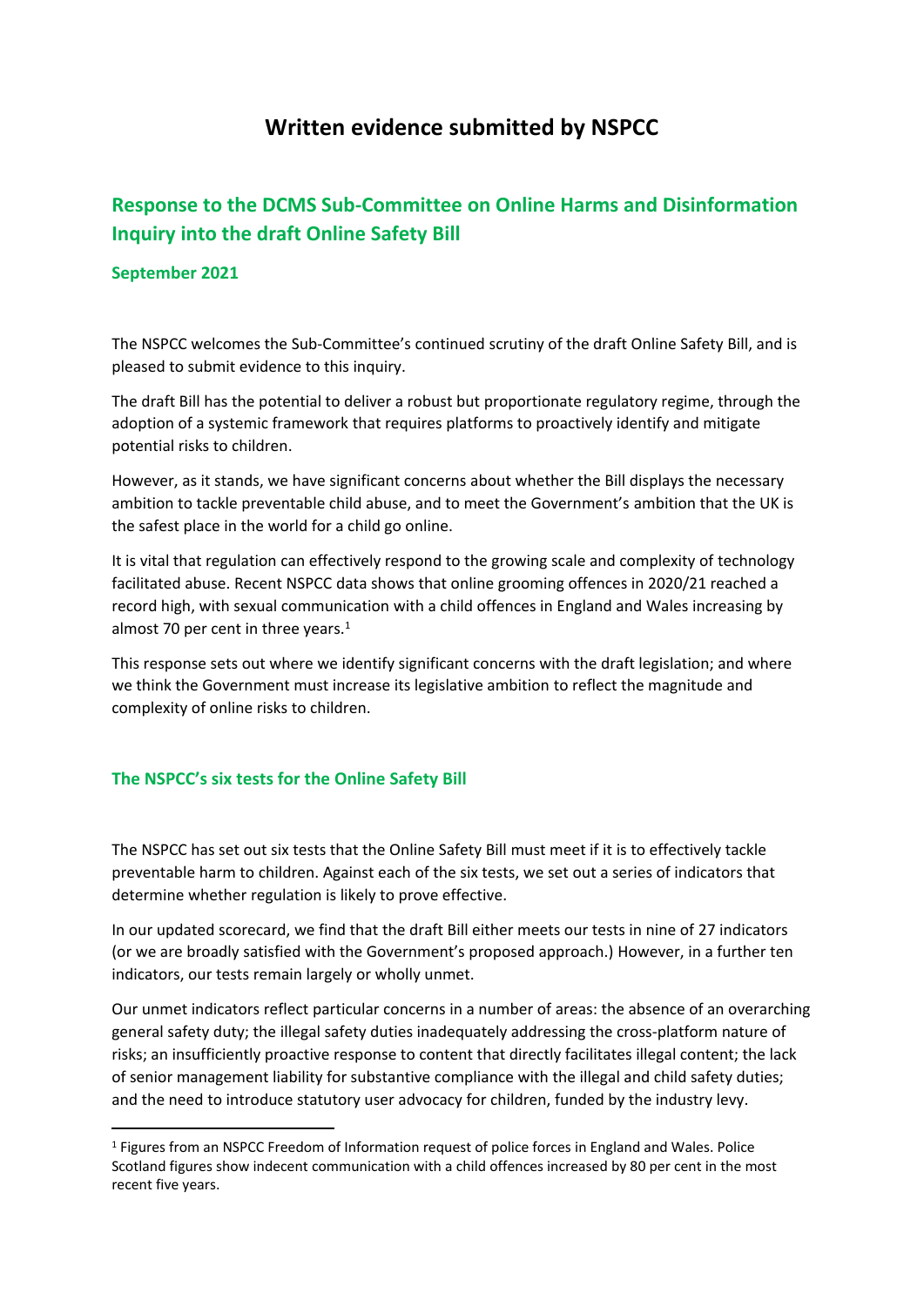# Written evidence submitted by NSPCC

## Response to the DCMS Sub-Committee on Online Harms and Disinformation Inquiry into the draft Online Safety Bill

### September 2021

The NSPCC welcomes the Sub-Committee's continued scrutiny of the draft Online Safety Bill, and is pleased to submit evidence to this inquiry.

The draft Bill has the potential to deliver a robust but proportionate regulatory regime, through the adoption of a systemic framework that requires platforms to proactively identify and mitigate potential risks to children.

However, as it stands, we have significant concerns about whether the Bill displays the necessary ambition to tackle preventable child abuse, and to meet the Government's ambition that the UK is the safest place in the world for a child go online.

It is vital that regulation can effectively respond to the growing scale and complexity of technology facilitated abuse. Recent NSPCC data shows that online grooming offences in 2020/21 reached a record high, with sexual communication with a child offences in England and Wales increasing by almost 70 per cent in three years.[1]

This response sets out where we identify significant concerns with the draft legislation; and where we think the Government must increase its legislative ambition to reflect the magnitude and complexity of online risks to children.

### The NSPCC's six tests for the Online Safety Bill

The NSPCC has set out six tests that the Online Safety Bill must meet if it is to effectively tackle preventable harm to children. Against each of the six tests, we set out a series of indicators that determine whether regulation is likely to prove effective.

In our updated scorecard, we find that the draft Bill either meets our tests in nine of 27 indicators (or we are broadly satisfied with the Government's proposed approach.) However, in a further ten indicators, our tests remain largely or wholly unmet.

Our unmet indicators reflect particular concerns in a number of areas: the absence of an overarching general safety duty; the illegal safety duties inadequately addressing the cross-platform nature of risks; an insufficiently proactive response to content that directly facilitates illegal content; the lack of senior management liability for substantive compliance with the illegal and child safety duties; and the need to introduce statutory user advocacy for children, funded by the industry levy.

---

[1] Figures from an NSPCC Freedom of Information request of police forces in England and Wales. Police Scotland figures show indecent communication with a child offences increased by 80 per cent in the most recent five years.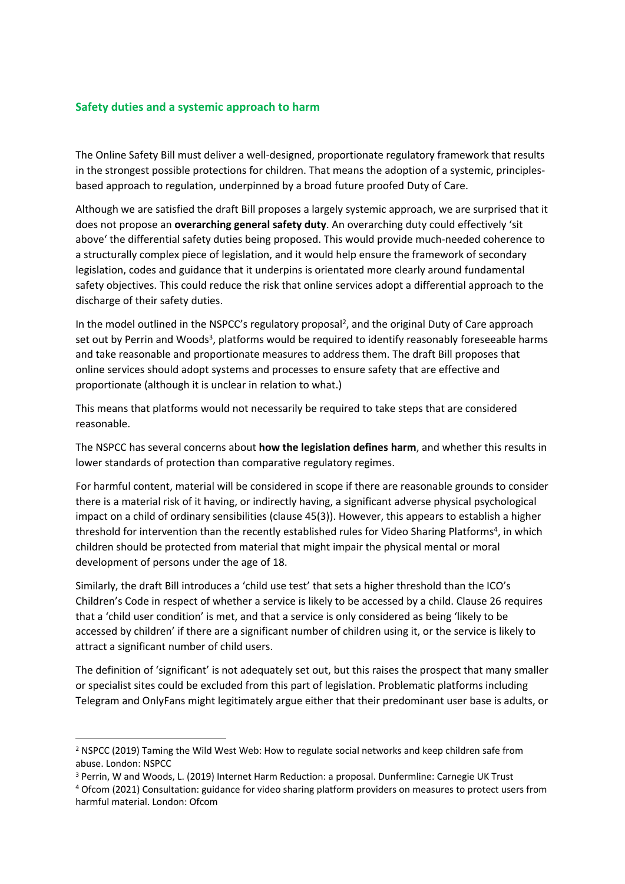## Safety duties and a systemic approach to harm

The Online Safety Bill must deliver a well-designed, proportionate regulatory framework that results in the strongest possible protections for children. That means the adoption of a systemic, principles-based approach to regulation, underpinned by a broad future proofed Duty of Care.

Although we are satisfied the draft Bill proposes a largely systemic approach, we are surprised that it does not propose an **overarching general safety duty**. An overarching duty could effectively 'sit above' the differential safety duties being proposed. This would provide much-needed coherence to a structurally complex piece of legislation, and it would help ensure the framework of secondary legislation, codes and guidance that it underpins is orientated more clearly around fundamental safety objectives. This could reduce the risk that online services adopt a differential approach to the discharge of their safety duties.

In the model outlined in the NSPCC's regulatory proposal[2], and the original Duty of Care approach set out by Perrin and Woods[3], platforms would be required to identify reasonably foreseeable harms and take reasonable and proportionate measures to address them. The draft Bill proposes that online services should adopt systems and processes to ensure safety that are effective and proportionate (although it is unclear in relation to what.)

This means that platforms would not necessarily be required to take steps that are considered reasonable.

The NSPCC has several concerns about **how the legislation defines harm**, and whether this results in lower standards of protection than comparative regulatory regimes.

For harmful content, material will be considered in scope if there are reasonable grounds to consider there is a material risk of it having, or indirectly having, a significant adverse physical psychological impact on a child of ordinary sensibilities (clause 45(3)). However, this appears to establish a higher threshold for intervention than the recently established rules for Video Sharing Platforms[4], in which children should be protected from material that might impair the physical mental or moral development of persons under the age of 18.

Similarly, the draft Bill introduces a 'child use test' that sets a higher threshold than the ICO's Children's Code in respect of whether a service is likely to be accessed by a child. Clause 26 requires that a 'child user condition' is met, and that a service is only considered as being 'likely to be accessed by children' if there are a significant number of children using it, or the service is likely to attract a significant number of child users.

The definition of 'significant' is not adequately set out, but this raises the prospect that many smaller or specialist sites could be excluded from this part of legislation. Problematic platforms including Telegram and OnlyFans might legitimately argue either that their predominant user base is adults, or

[2] NSPCC (2019) Taming the Wild West Web: How to regulate social networks and keep children safe from abuse. London: NSPCC

[3] Perrin, W and Woods, L. (2019) Internet Harm Reduction: a proposal. Dunfermline: Carnegie UK Trust

[4] Ofcom (2021) Consultation: guidance for video sharing platform providers on measures to protect users from harmful material. London: Ofcom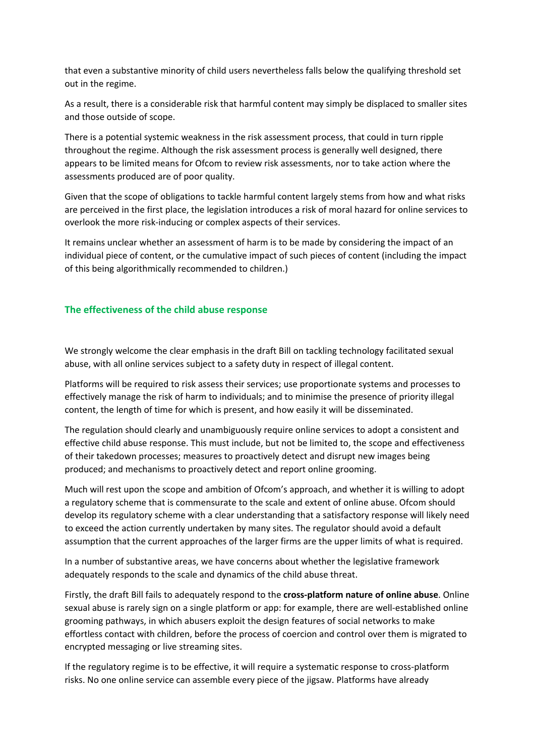that even a substantive minority of child users nevertheless falls below the qualifying threshold set out in the regime.

As a result, there is a considerable risk that harmful content may simply be displaced to smaller sites and those outside of scope.

There is a potential systemic weakness in the risk assessment process, that could in turn ripple throughout the regime. Although the risk assessment process is generally well designed, there appears to be limited means for Ofcom to review risk assessments, nor to take action where the assessments produced are of poor quality.

Given that the scope of obligations to tackle harmful content largely stems from how and what risks are perceived in the first place, the legislation introduces a risk of moral hazard for online services to overlook the more risk-inducing or complex aspects of their services.

It remains unclear whether an assessment of harm is to be made by considering the impact of an individual piece of content, or the cumulative impact of such pieces of content (including the impact of this being algorithmically recommended to children.)

## The effectiveness of the child abuse response

We strongly welcome the clear emphasis in the draft Bill on tackling technology facilitated sexual abuse, with all online services subject to a safety duty in respect of illegal content.

Platforms will be required to risk assess their services; use proportionate systems and processes to effectively manage the risk of harm to individuals; and to minimise the presence of priority illegal content, the length of time for which is present, and how easily it will be disseminated.

The regulation should clearly and unambiguously require online services to adopt a consistent and effective child abuse response. This must include, but not be limited to, the scope and effectiveness of their takedown processes; measures to proactively detect and disrupt new images being produced; and mechanisms to proactively detect and report online grooming.

Much will rest upon the scope and ambition of Ofcom's approach, and whether it is willing to adopt a regulatory scheme that is commensurate to the scale and extent of online abuse. Ofcom should develop its regulatory scheme with a clear understanding that a satisfactory response will likely need to exceed the action currently undertaken by many sites. The regulator should avoid a default assumption that the current approaches of the larger firms are the upper limits of what is required.

In a number of substantive areas, we have concerns about whether the legislative framework adequately responds to the scale and dynamics of the child abuse threat.

Firstly, the draft Bill fails to adequately respond to the **cross-platform nature of online abuse**. Online sexual abuse is rarely sign on a single platform or app: for example, there are well-established online grooming pathways, in which abusers exploit the design features of social networks to make effortless contact with children, before the process of coercion and control over them is migrated to encrypted messaging or live streaming sites.

If the regulatory regime is to be effective, it will require a systematic response to cross-platform risks. No one online service can assemble every piece of the jigsaw. Platforms have already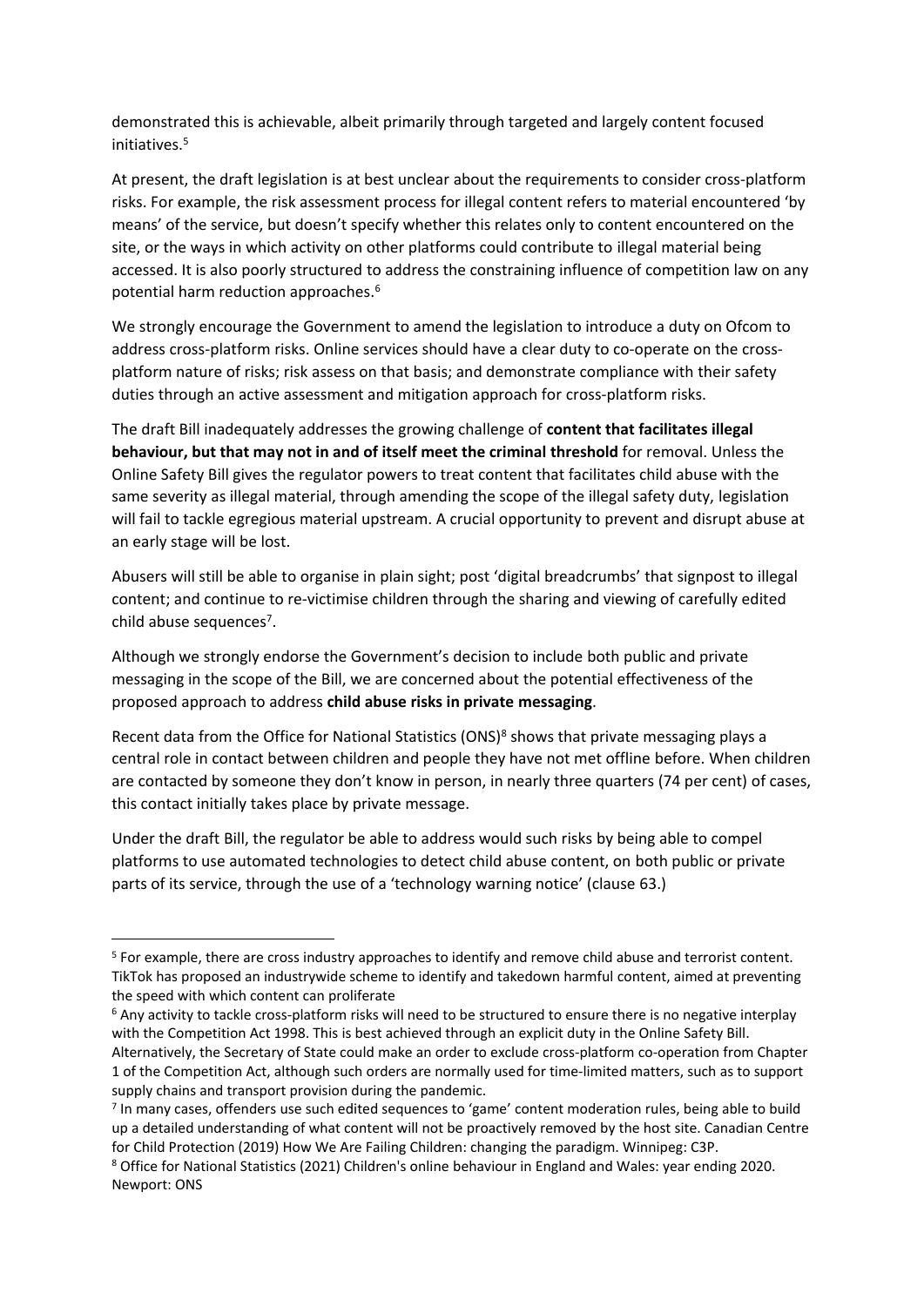demonstrated this is achievable, albeit primarily through targeted and largely content focused initiatives.[5]

At present, the draft legislation is at best unclear about the requirements to consider cross-platform risks. For example, the risk assessment process for illegal content refers to material encountered 'by means' of the service, but doesn't specify whether this relates only to content encountered on the site, or the ways in which activity on other platforms could contribute to illegal material being accessed. It is also poorly structured to address the constraining influence of competition law on any potential harm reduction approaches.[6]

We strongly encourage the Government to amend the legislation to introduce a duty on Ofcom to address cross-platform risks. Online services should have a clear duty to co-operate on the cross-platform nature of risks; risk assess on that basis; and demonstrate compliance with their safety duties through an active assessment and mitigation approach for cross-platform risks.

The draft Bill inadequately addresses the growing challenge of **content that facilitates illegal behaviour, but that may not in and of itself meet the criminal threshold** for removal. Unless the Online Safety Bill gives the regulator powers to treat content that facilitates child abuse with the same severity as illegal material, through amending the scope of the illegal safety duty, legislation will fail to tackle egregious material upstream. A crucial opportunity to prevent and disrupt abuse at an early stage will be lost.

Abusers will still be able to organise in plain sight; post 'digital breadcrumbs' that signpost to illegal content; and continue to re-victimise children through the sharing and viewing of carefully edited child abuse sequences[7].

Although we strongly endorse the Government's decision to include both public and private messaging in the scope of the Bill, we are concerned about the potential effectiveness of the proposed approach to address **child abuse risks in private messaging**.

Recent data from the Office for National Statistics (ONS)[8] shows that private messaging plays a central role in contact between children and people they have not met offline before. When children are contacted by someone they don't know in person, in nearly three quarters (74 per cent) of cases, this contact initially takes place by private message.

Under the draft Bill, the regulator be able to address would such risks by being able to compel platforms to use automated technologies to detect child abuse content, on both public or private parts of its service, through the use of a 'technology warning notice' (clause 63.)

---

[5] For example, there are cross industry approaches to identify and remove child abuse and terrorist content. TikTok has proposed an industrywide scheme to identify and takedown harmful content, aimed at preventing the speed with which content can proliferate

[6] Any activity to tackle cross-platform risks will need to be structured to ensure there is no negative interplay with the Competition Act 1998. This is best achieved through an explicit duty in the Online Safety Bill. Alternatively, the Secretary of State could make an order to exclude cross-platform co-operation from Chapter 1 of the Competition Act, although such orders are normally used for time-limited matters, such as to support supply chains and transport provision during the pandemic.

[7] In many cases, offenders use such edited sequences to 'game' content moderation rules, being able to build up a detailed understanding of what content will not be proactively removed by the host site. Canadian Centre for Child Protection (2019) How We Are Failing Children: changing the paradigm. Winnipeg: C3P.

[8] Office for National Statistics (2021) Children's online behaviour in England and Wales: year ending 2020. Newport: ONS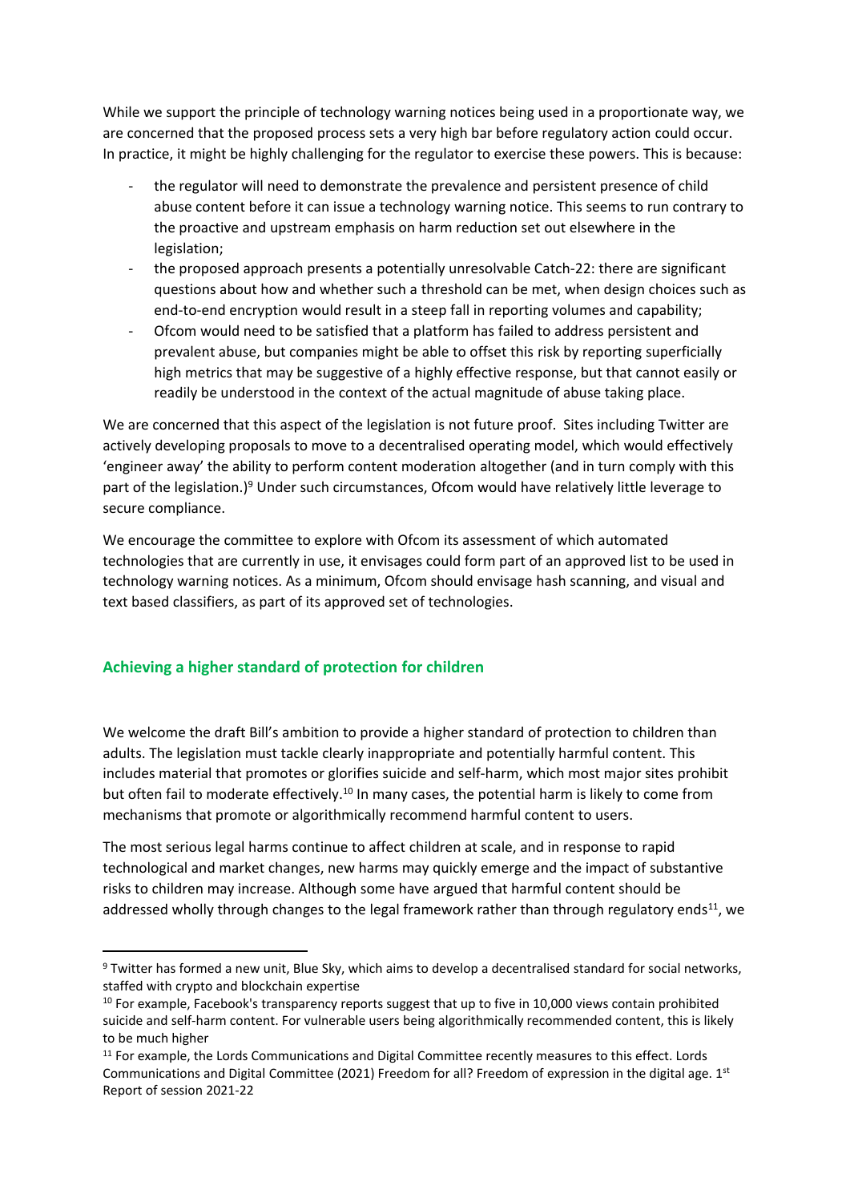While we support the principle of technology warning notices being used in a proportionate way, we are concerned that the proposed process sets a very high bar before regulatory action could occur. In practice, it might be highly challenging for the regulator to exercise these powers. This is because:

- the regulator will need to demonstrate the prevalence and persistent presence of child abuse content before it can issue a technology warning notice. This seems to run contrary to the proactive and upstream emphasis on harm reduction set out elsewhere in the legislation;
- the proposed approach presents a potentially unresolvable Catch-22: there are significant questions about how and whether such a threshold can be met, when design choices such as end-to-end encryption would result in a steep fall in reporting volumes and capability;
- Ofcom would need to be satisfied that a platform has failed to address persistent and prevalent abuse, but companies might be able to offset this risk by reporting superficially high metrics that may be suggestive of a highly effective response, but that cannot easily or readily be understood in the context of the actual magnitude of abuse taking place.

We are concerned that this aspect of the legislation is not future proof. Sites including Twitter are actively developing proposals to move to a decentralised operating model, which would effectively 'engineer away' the ability to perform content moderation altogether (and in turn comply with this part of the legislation.)[9] Under such circumstances, Ofcom would have relatively little leverage to secure compliance.

We encourage the committee to explore with Ofcom its assessment of which automated technologies that are currently in use, it envisages could form part of an approved list to be used in technology warning notices. As a minimum, Ofcom should envisage hash scanning, and visual and text based classifiers, as part of its approved set of technologies.

## Achieving a higher standard of protection for children

We welcome the draft Bill's ambition to provide a higher standard of protection to children than adults. The legislation must tackle clearly inappropriate and potentially harmful content. This includes material that promotes or glorifies suicide and self-harm, which most major sites prohibit but often fail to moderate effectively.[10] In many cases, the potential harm is likely to come from mechanisms that promote or algorithmically recommend harmful content to users.

The most serious legal harms continue to affect children at scale, and in response to rapid technological and market changes, new harms may quickly emerge and the impact of substantive risks to children may increase. Although some have argued that harmful content should be addressed wholly through changes to the legal framework rather than through regulatory ends[11], we

---

[9] Twitter has formed a new unit, Blue Sky, which aims to develop a decentralised standard for social networks, staffed with crypto and blockchain expertise

[10] For example, Facebook's transparency reports suggest that up to five in 10,000 views contain prohibited suicide and self-harm content. For vulnerable users being algorithmically recommended content, this is likely to be much higher

[11] For example, the Lords Communications and Digital Committee recently measures to this effect. Lords Communications and Digital Committee (2021) Freedom for all? Freedom of expression in the digital age. 1st Report of session 2021-22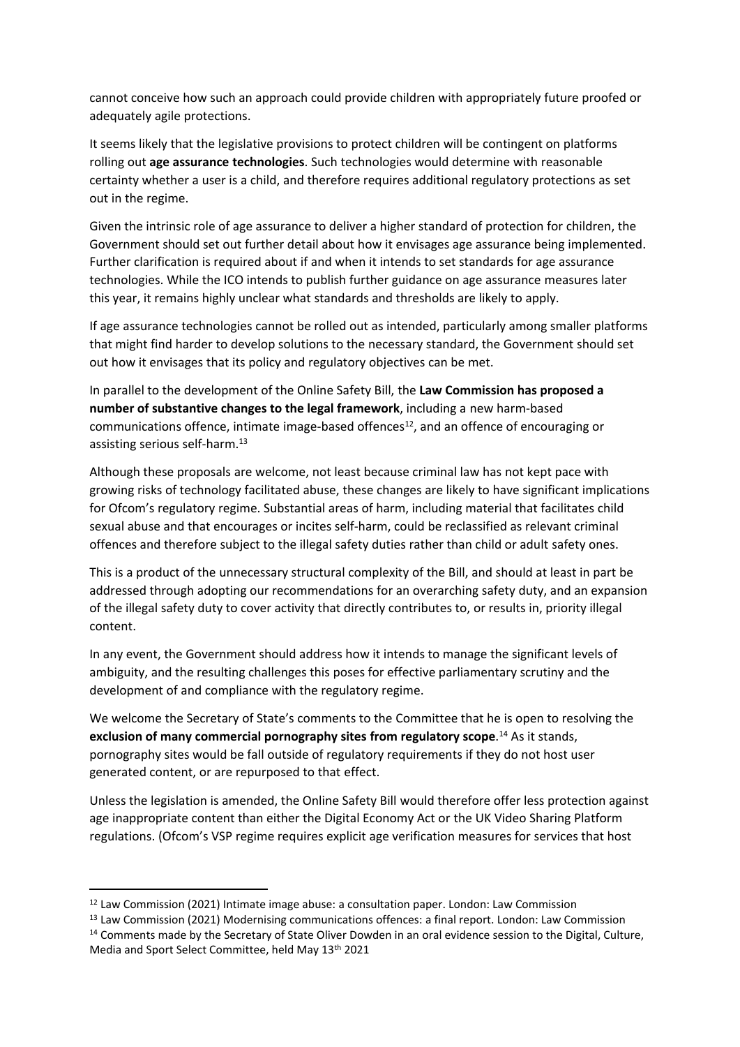cannot conceive how such an approach could provide children with appropriately future proofed or adequately agile protections.

It seems likely that the legislative provisions to protect children will be contingent on platforms rolling out **age assurance technologies**. Such technologies would determine with reasonable certainty whether a user is a child, and therefore requires additional regulatory protections as set out in the regime.

Given the intrinsic role of age assurance to deliver a higher standard of protection for children, the Government should set out further detail about how it envisages age assurance being implemented. Further clarification is required about if and when it intends to set standards for age assurance technologies. While the ICO intends to publish further guidance on age assurance measures later this year, it remains highly unclear what standards and thresholds are likely to apply.

If age assurance technologies cannot be rolled out as intended, particularly among smaller platforms that might find harder to develop solutions to the necessary standard, the Government should set out how it envisages that its policy and regulatory objectives can be met.

In parallel to the development of the Online Safety Bill, the **Law Commission has proposed a number of substantive changes to the legal framework**, including a new harm-based communications offence, intimate image-based offences[12], and an offence of encouraging or assisting serious self-harm.[13]

Although these proposals are welcome, not least because criminal law has not kept pace with growing risks of technology facilitated abuse, these changes are likely to have significant implications for Ofcom's regulatory regime. Substantial areas of harm, including material that facilitates child sexual abuse and that encourages or incites self-harm, could be reclassified as relevant criminal offences and therefore subject to the illegal safety duties rather than child or adult safety ones.

This is a product of the unnecessary structural complexity of the Bill, and should at least in part be addressed through adopting our recommendations for an overarching safety duty, and an expansion of the illegal safety duty to cover activity that directly contributes to, or results in, priority illegal content.

In any event, the Government should address how it intends to manage the significant levels of ambiguity, and the resulting challenges this poses for effective parliamentary scrutiny and the development of and compliance with the regulatory regime.

We welcome the Secretary of State's comments to the Committee that he is open to resolving the **exclusion of many commercial pornography sites from regulatory scope**.[14] As it stands, pornography sites would be fall outside of regulatory requirements if they do not host user generated content, or are repurposed to that effect.

Unless the legislation is amended, the Online Safety Bill would therefore offer less protection against age inappropriate content than either the Digital Economy Act or the UK Video Sharing Platform regulations. (Ofcom's VSP regime requires explicit age verification measures for services that host

---

[12] Law Commission (2021) Intimate image abuse: a consultation paper. London: Law Commission

[13] Law Commission (2021) Modernising communications offences: a final report. London: Law Commission

[14] Comments made by the Secretary of State Oliver Dowden in an oral evidence session to the Digital, Culture, Media and Sport Select Committee, held May 13th 2021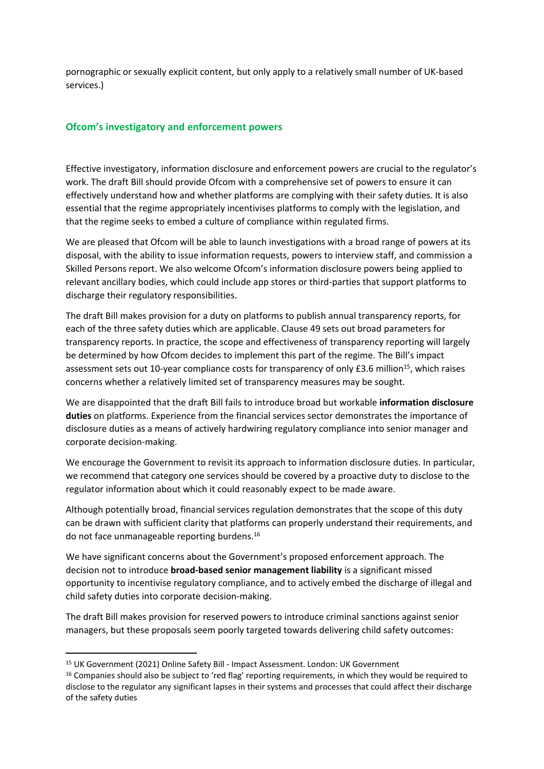pornographic or sexually explicit content, but only apply to a relatively small number of UK-based services.)

## Ofcom's investigatory and enforcement powers

Effective investigatory, information disclosure and enforcement powers are crucial to the regulator's work. The draft Bill should provide Ofcom with a comprehensive set of powers to ensure it can effectively understand how and whether platforms are complying with their safety duties. It is also essential that the regime appropriately incentivises platforms to comply with the legislation, and that the regime seeks to embed a culture of compliance within regulated firms.

We are pleased that Ofcom will be able to launch investigations with a broad range of powers at its disposal, with the ability to issue information requests, powers to interview staff, and commission a Skilled Persons report. We also welcome Ofcom's information disclosure powers being applied to relevant ancillary bodies, which could include app stores or third-parties that support platforms to discharge their regulatory responsibilities.

The draft Bill makes provision for a duty on platforms to publish annual transparency reports, for each of the three safety duties which are applicable. Clause 49 sets out broad parameters for transparency reports. In practice, the scope and effectiveness of transparency reporting will largely be determined by how Ofcom decides to implement this part of the regime. The Bill's impact assessment sets out 10-year compliance costs for transparency of only £3.6 million[15], which raises concerns whether a relatively limited set of transparency measures may be sought.

We are disappointed that the draft Bill fails to introduce broad but workable **information disclosure duties** on platforms. Experience from the financial services sector demonstrates the importance of disclosure duties as a means of actively hardwiring regulatory compliance into senior manager and corporate decision-making.

We encourage the Government to revisit its approach to information disclosure duties. In particular, we recommend that category one services should be covered by a proactive duty to disclose to the regulator information about which it could reasonably expect to be made aware.

Although potentially broad, financial services regulation demonstrates that the scope of this duty can be drawn with sufficient clarity that platforms can properly understand their requirements, and do not face unmanageable reporting burdens.[16]

We have significant concerns about the Government's proposed enforcement approach. The decision not to introduce **broad-based senior management liability** is a significant missed opportunity to incentivise regulatory compliance, and to actively embed the discharge of illegal and child safety duties into corporate decision-making.

The draft Bill makes provision for reserved powers to introduce criminal sanctions against senior managers, but these proposals seem poorly targeted towards delivering child safety outcomes:

---

[15] UK Government (2021) Online Safety Bill - Impact Assessment. London: UK Government

[16] Companies should also be subject to 'red flag' reporting requirements, in which they would be required to disclose to the regulator any significant lapses in their systems and processes that could affect their discharge of the safety duties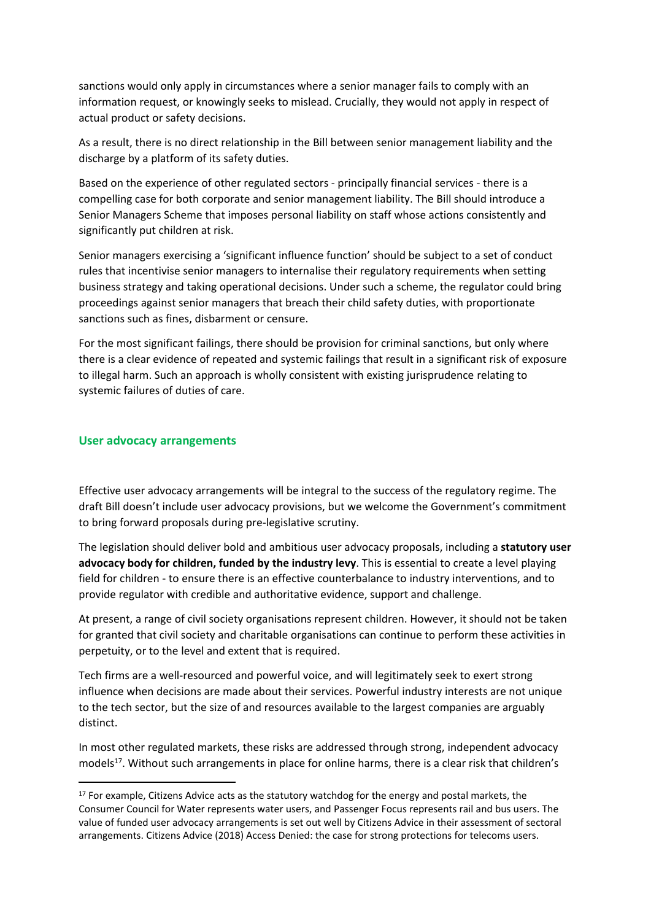sanctions would only apply in circumstances where a senior manager fails to comply with an information request, or knowingly seeks to mislead. Crucially, they would not apply in respect of actual product or safety decisions.

As a result, there is no direct relationship in the Bill between senior management liability and the discharge by a platform of its safety duties.

Based on the experience of other regulated sectors - principally financial services - there is a compelling case for both corporate and senior management liability. The Bill should introduce a Senior Managers Scheme that imposes personal liability on staff whose actions consistently and significantly put children at risk.

Senior managers exercising a 'significant influence function' should be subject to a set of conduct rules that incentivise senior managers to internalise their regulatory requirements when setting business strategy and taking operational decisions. Under such a scheme, the regulator could bring proceedings against senior managers that breach their child safety duties, with proportionate sanctions such as fines, disbarment or censure.

For the most significant failings, there should be provision for criminal sanctions, but only where there is a clear evidence of repeated and systemic failings that result in a significant risk of exposure to illegal harm. Such an approach is wholly consistent with existing jurisprudence relating to systemic failures of duties of care.

## User advocacy arrangements

Effective user advocacy arrangements will be integral to the success of the regulatory regime. The draft Bill doesn't include user advocacy provisions, but we welcome the Government's commitment to bring forward proposals during pre-legislative scrutiny.

The legislation should deliver bold and ambitious user advocacy proposals, including a **statutory user advocacy body for children, funded by the industry levy**. This is essential to create a level playing field for children - to ensure there is an effective counterbalance to industry interventions, and to provide regulator with credible and authoritative evidence, support and challenge.

At present, a range of civil society organisations represent children. However, it should not be taken for granted that civil society and charitable organisations can continue to perform these activities in perpetuity, or to the level and extent that is required.

Tech firms are a well-resourced and powerful voice, and will legitimately seek to exert strong influence when decisions are made about their services. Powerful industry interests are not unique to the tech sector, but the size of and resources available to the largest companies are arguably distinct.

In most other regulated markets, these risks are addressed through strong, independent advocacy models[17]. Without such arrangements in place for online harms, there is a clear risk that children's

[17] For example, Citizens Advice acts as the statutory watchdog for the energy and postal markets, the Consumer Council for Water represents water users, and Passenger Focus represents rail and bus users. The value of funded user advocacy arrangements is set out well by Citizens Advice in their assessment of sectoral arrangements. Citizens Advice (2018) Access Denied: the case for strong protections for telecoms users.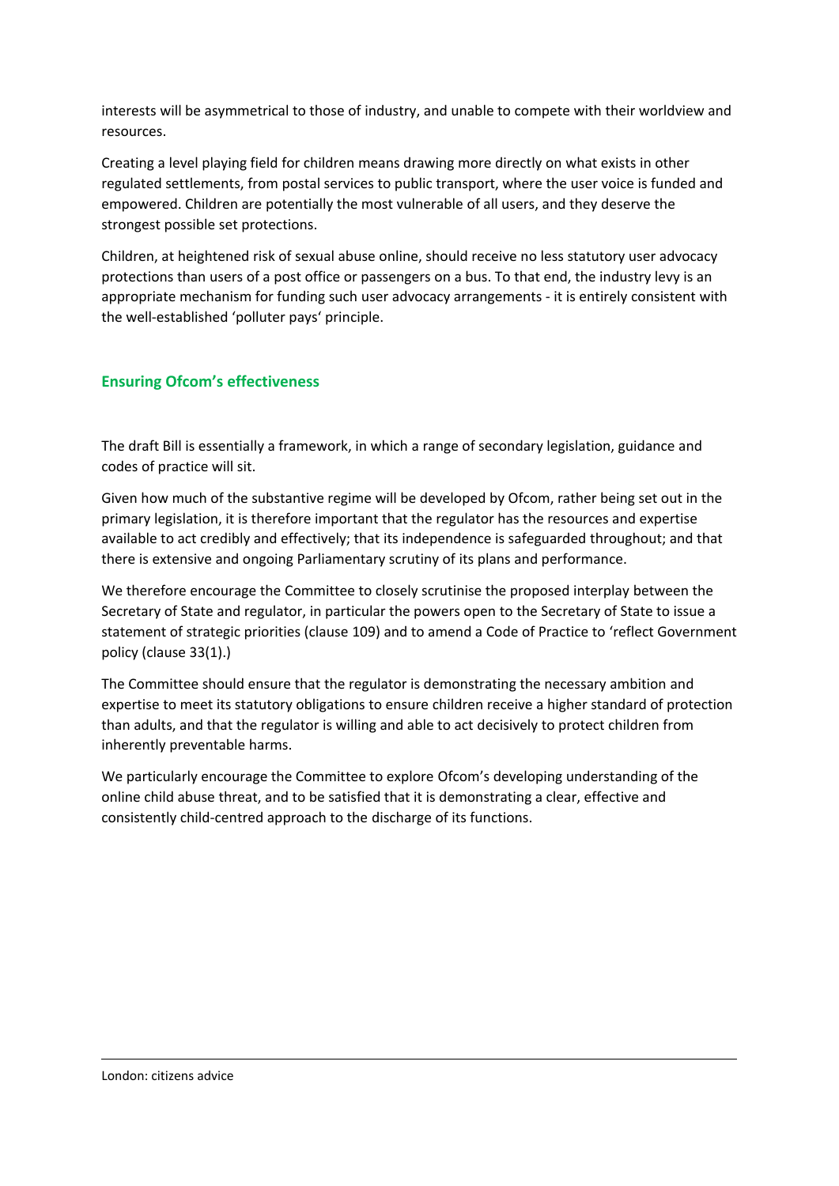interests will be asymmetrical to those of industry, and unable to compete with their worldview and resources.

Creating a level playing field for children means drawing more directly on what exists in other regulated settlements, from postal services to public transport, where the user voice is funded and empowered. Children are potentially the most vulnerable of all users, and they deserve the strongest possible set protections.

Children, at heightened risk of sexual abuse online, should receive no less statutory user advocacy protections than users of a post office or passengers on a bus. To that end, the industry levy is an appropriate mechanism for funding such user advocacy arrangements - it is entirely consistent with the well-established 'polluter pays' principle.

## Ensuring Ofcom's effectiveness

The draft Bill is essentially a framework, in which a range of secondary legislation, guidance and codes of practice will sit.

Given how much of the substantive regime will be developed by Ofcom, rather being set out in the primary legislation, it is therefore important that the regulator has the resources and expertise available to act credibly and effectively; that its independence is safeguarded throughout; and that there is extensive and ongoing Parliamentary scrutiny of its plans and performance.

We therefore encourage the Committee to closely scrutinise the proposed interplay between the Secretary of State and regulator, in particular the powers open to the Secretary of State to issue a statement of strategic priorities (clause 109) and to amend a Code of Practice to 'reflect Government policy (clause 33(1).)

The Committee should ensure that the regulator is demonstrating the necessary ambition and expertise to meet its statutory obligations to ensure children receive a higher standard of protection than adults, and that the regulator is willing and able to act decisively to protect children from inherently preventable harms.

We particularly encourage the Committee to explore Ofcom's developing understanding of the online child abuse threat, and to be satisfied that it is demonstrating a clear, effective and consistently child-centred approach to the discharge of its functions.